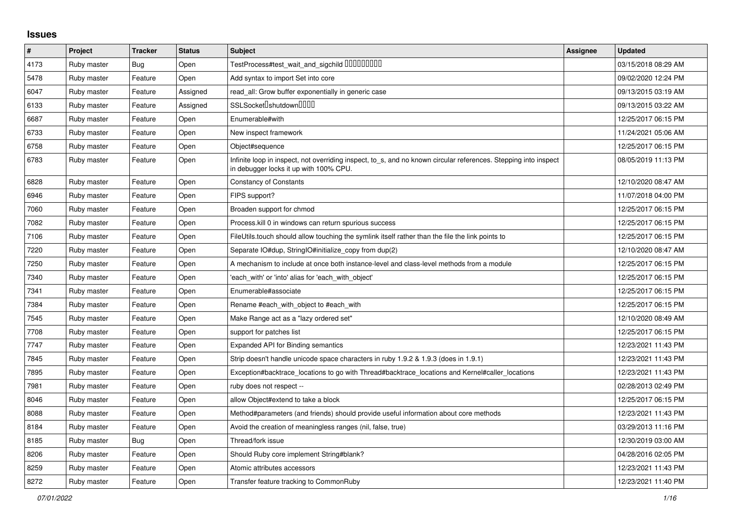# Issues

| # | Project | Tracker | Status | Subject | Assignee | Updated |
|---|---|---|---|---|---|---|
| 4173 | Ruby master | Bug | Open | TestProcess#test_wait_and_sigchild □□□□□□□□□ | | 03/15/2018 08:29 AM |
| 5478 | Ruby master | Feature | Open | Add syntax to import Set into core | | 09/02/2020 12:24 PM |
| 6047 | Ruby master | Feature | Assigned | read_all: Grow buffer exponentially in generic case | | 09/13/2015 03:19 AM |
| 6133 | Ruby master | Feature | Assigned | SSLSocket□shutdown□□□□ | | 09/13/2015 03:22 AM |
| 6687 | Ruby master | Feature | Open | Enumerable#with | | 12/25/2017 06:15 PM |
| 6733 | Ruby master | Feature | Open | New inspect framework | | 11/24/2021 05:06 AM |
| 6758 | Ruby master | Feature | Open | Object#sequence | | 12/25/2017 06:15 PM |
| 6783 | Ruby master | Feature | Open | Infinite loop in inspect, not overriding inspect, to_s, and no known circular references. Stepping into inspect in debugger locks it up with 100% CPU. | | 08/05/2019 11:13 PM |
| 6828 | Ruby master | Feature | Open | Constancy of Constants | | 12/10/2020 08:47 AM |
| 6946 | Ruby master | Feature | Open | FIPS support? | | 11/07/2018 04:00 PM |
| 7060 | Ruby master | Feature | Open | Broaden support for chmod | | 12/25/2017 06:15 PM |
| 7082 | Ruby master | Feature | Open | Process.kill 0 in windows can return spurious success | | 12/25/2017 06:15 PM |
| 7106 | Ruby master | Feature | Open | FileUtils.touch should allow touching the symlink itself rather than the file the link points to | | 12/25/2017 06:15 PM |
| 7220 | Ruby master | Feature | Open | Separate IO#dup, StringIO#initialize_copy from dup(2) | | 12/10/2020 08:47 AM |
| 7250 | Ruby master | Feature | Open | A mechanism to include at once both instance-level and class-level methods from a module | | 12/25/2017 06:15 PM |
| 7340 | Ruby master | Feature | Open | 'each_with' or 'into' alias for 'each_with_object' | | 12/25/2017 06:15 PM |
| 7341 | Ruby master | Feature | Open | Enumerable#associate | | 12/25/2017 06:15 PM |
| 7384 | Ruby master | Feature | Open | Rename #each_with_object to #each_with | | 12/25/2017 06:15 PM |
| 7545 | Ruby master | Feature | Open | Make Range act as a "lazy ordered set" | | 12/10/2020 08:49 AM |
| 7708 | Ruby master | Feature | Open | support for patches list | | 12/25/2017 06:15 PM |
| 7747 | Ruby master | Feature | Open | Expanded API for Binding semantics | | 12/23/2021 11:43 PM |
| 7845 | Ruby master | Feature | Open | Strip doesn't handle unicode space characters in ruby 1.9.2 & 1.9.3 (does in 1.9.1) | | 12/23/2021 11:43 PM |
| 7895 | Ruby master | Feature | Open | Exception#backtrace_locations to go with Thread#backtrace_locations and Kernel#caller_locations | | 12/23/2021 11:43 PM |
| 7981 | Ruby master | Feature | Open | ruby does not respect -- | | 02/28/2013 02:49 PM |
| 8046 | Ruby master | Feature | Open | allow Object#extend to take a block | | 12/25/2017 06:15 PM |
| 8088 | Ruby master | Feature | Open | Method#parameters (and friends) should provide useful information about core methods | | 12/23/2021 11:43 PM |
| 8184 | Ruby master | Feature | Open | Avoid the creation of meaningless ranges (nil, false, true) | | 03/29/2013 11:16 PM |
| 8185 | Ruby master | Bug | Open | Thread/fork issue | | 12/30/2019 03:00 AM |
| 8206 | Ruby master | Feature | Open | Should Ruby core implement String#blank? | | 04/28/2016 02:05 PM |
| 8259 | Ruby master | Feature | Open | Atomic attributes accessors | | 12/23/2021 11:43 PM |
| 8272 | Ruby master | Feature | Open | Transfer feature tracking to CommonRuby | | 12/23/2021 11:40 PM |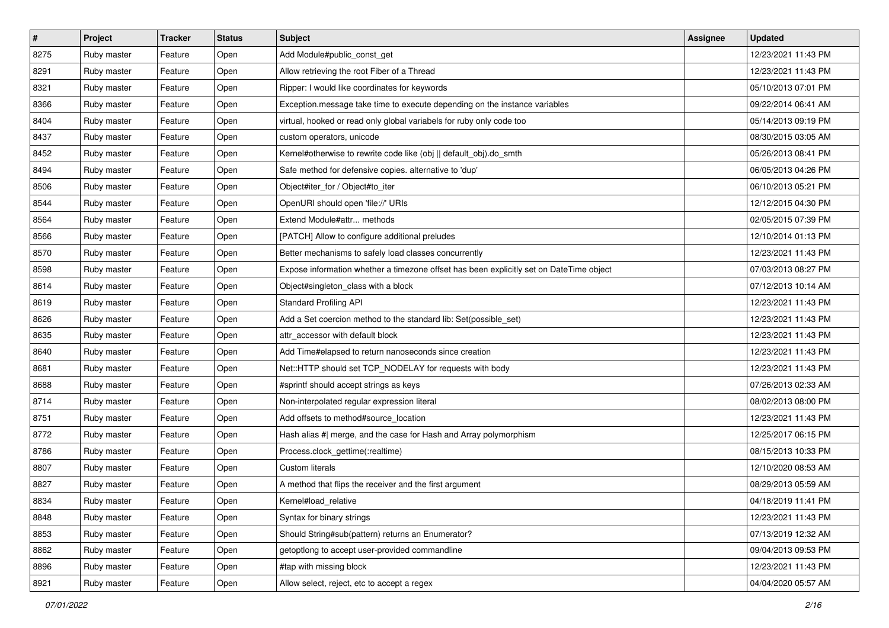| # | Project | Tracker | Status | Subject | Assignee | Updated |
|---|---|---|---|---|---|---|
| 8275 | Ruby master | Feature | Open | Add Module#public_const_get | | 12/23/2021 11:43 PM |
| 8291 | Ruby master | Feature | Open | Allow retrieving the root Fiber of a Thread | | 12/23/2021 11:43 PM |
| 8321 | Ruby master | Feature | Open | Ripper: I would like coordinates for keywords | | 05/10/2013 07:01 PM |
| 8366 | Ruby master | Feature | Open | Exception.message take time to execute depending on the instance variables | | 09/22/2014 06:41 AM |
| 8404 | Ruby master | Feature | Open | virtual, hooked or read only global variabels for ruby only code too | | 05/14/2013 09:19 PM |
| 8437 | Ruby master | Feature | Open | custom operators, unicode | | 08/30/2015 03:05 AM |
| 8452 | Ruby master | Feature | Open | Kernel#otherwise to rewrite code like (obj \|\| default_obj).do_smth | | 05/26/2013 08:41 PM |
| 8494 | Ruby master | Feature | Open | Safe method for defensive copies. alternative to 'dup' | | 06/05/2013 04:26 PM |
| 8506 | Ruby master | Feature | Open | Object#iter_for / Object#to_iter | | 06/10/2013 05:21 PM |
| 8544 | Ruby master | Feature | Open | OpenURI should open 'file://' URIs | | 12/12/2015 04:30 PM |
| 8564 | Ruby master | Feature | Open | Extend Module#attr... methods | | 02/05/2015 07:39 PM |
| 8566 | Ruby master | Feature | Open | [PATCH] Allow to configure additional preludes | | 12/10/2014 01:13 PM |
| 8570 | Ruby master | Feature | Open | Better mechanisms to safely load classes concurrently | | 12/23/2021 11:43 PM |
| 8598 | Ruby master | Feature | Open | Expose information whether a timezone offset has been explicitly set on DateTime object | | 07/03/2013 08:27 PM |
| 8614 | Ruby master | Feature | Open | Object#singleton_class with a block | | 07/12/2013 10:14 AM |
| 8619 | Ruby master | Feature | Open | Standard Profiling API | | 12/23/2021 11:43 PM |
| 8626 | Ruby master | Feature | Open | Add a Set coercion method to the standard lib: Set(possible_set) | | 12/23/2021 11:43 PM |
| 8635 | Ruby master | Feature | Open | attr_accessor with default block | | 12/23/2021 11:43 PM |
| 8640 | Ruby master | Feature | Open | Add Time#elapsed to return nanoseconds since creation | | 12/23/2021 11:43 PM |
| 8681 | Ruby master | Feature | Open | Net::HTTP should set TCP_NODELAY for requests with body | | 12/23/2021 11:43 PM |
| 8688 | Ruby master | Feature | Open | #sprintf should accept strings as keys | | 07/26/2013 02:33 AM |
| 8714 | Ruby master | Feature | Open | Non-interpolated regular expression literal | | 08/02/2013 08:00 PM |
| 8751 | Ruby master | Feature | Open | Add offsets to method#source_location | | 12/23/2021 11:43 PM |
| 8772 | Ruby master | Feature | Open | Hash alias #\| merge, and the case for Hash and Array polymorphism | | 12/25/2017 06:15 PM |
| 8786 | Ruby master | Feature | Open | Process.clock_gettime(:realtime) | | 08/15/2013 10:33 PM |
| 8807 | Ruby master | Feature | Open | Custom literals | | 12/10/2020 08:53 AM |
| 8827 | Ruby master | Feature | Open | A method that flips the receiver and the first argument | | 08/29/2013 05:59 AM |
| 8834 | Ruby master | Feature | Open | Kernel#load_relative | | 04/18/2019 11:41 PM |
| 8848 | Ruby master | Feature | Open | Syntax for binary strings | | 12/23/2021 11:43 PM |
| 8853 | Ruby master | Feature | Open | Should String#sub(pattern) returns an Enumerator? | | 07/13/2019 12:32 AM |
| 8862 | Ruby master | Feature | Open | getoptlong to accept user-provided commandline | | 09/04/2013 09:53 PM |
| 8896 | Ruby master | Feature | Open | #tap with missing block | | 12/23/2021 11:43 PM |
| 8921 | Ruby master | Feature | Open | Allow select, reject, etc to accept a regex | | 04/04/2020 05:57 AM |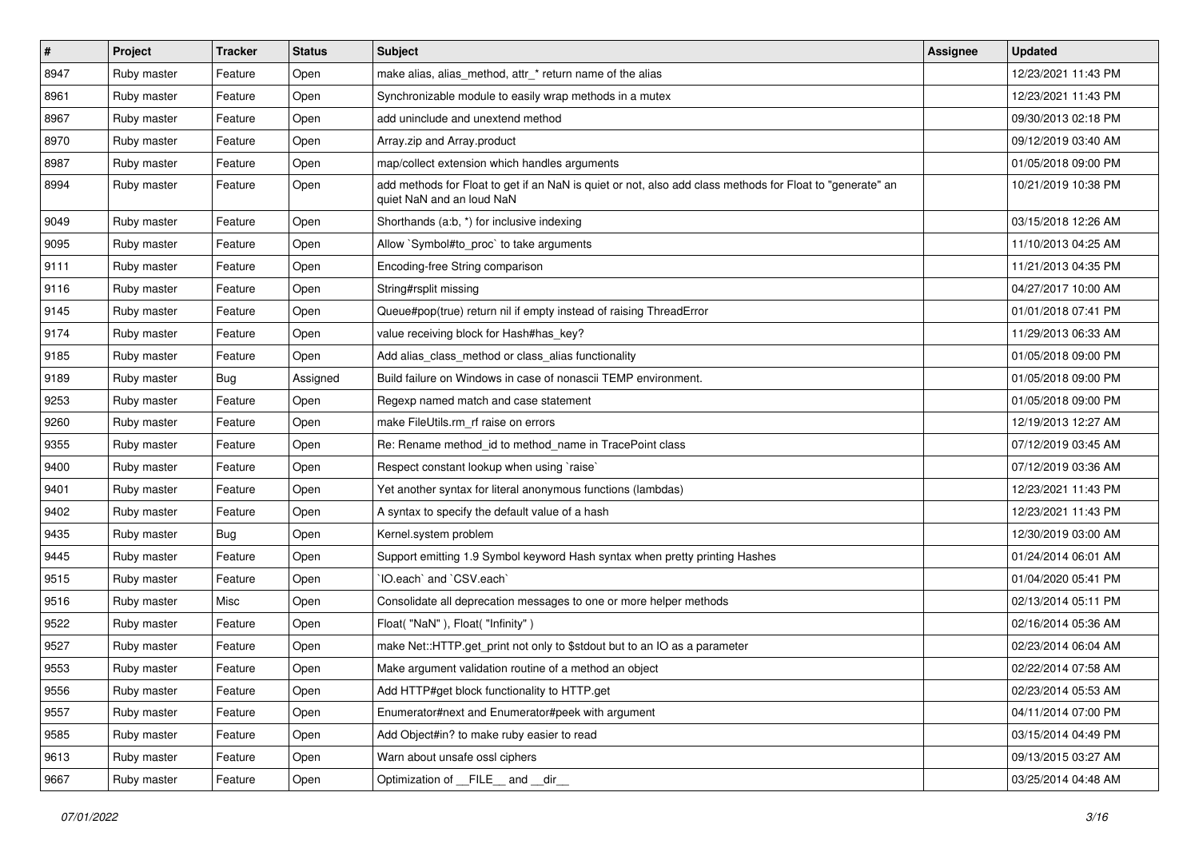| # | Project | Tracker | Status | Subject | Assignee | Updated |
|---|---|---|---|---|---|---|
| 8947 | Ruby master | Feature | Open | make alias, alias_method, attr_* return name of the alias | | 12/23/2021 11:43 PM |
| 8961 | Ruby master | Feature | Open | Synchronizable module to easily wrap methods in a mutex | | 12/23/2021 11:43 PM |
| 8967 | Ruby master | Feature | Open | add uninclude and unextend method | | 09/30/2013 02:18 PM |
| 8970 | Ruby master | Feature | Open | Array.zip and Array.product | | 09/12/2019 03:40 AM |
| 8987 | Ruby master | Feature | Open | map/collect extension which handles arguments | | 01/05/2018 09:00 PM |
| 8994 | Ruby master | Feature | Open | add methods for Float to get if an NaN is quiet or not, also add class methods for Float to "generate" an quiet NaN and an loud NaN | | 10/21/2019 10:38 PM |
| 9049 | Ruby master | Feature | Open | Shorthands (a:b, *) for inclusive indexing | | 03/15/2018 12:26 AM |
| 9095 | Ruby master | Feature | Open | Allow `Symbol#to_proc` to take arguments | | 11/10/2013 04:25 AM |
| 9111 | Ruby master | Feature | Open | Encoding-free String comparison | | 11/21/2013 04:35 PM |
| 9116 | Ruby master | Feature | Open | String#rsplit missing | | 04/27/2017 10:00 AM |
| 9145 | Ruby master | Feature | Open | Queue#pop(true) return nil if empty instead of raising ThreadError | | 01/01/2018 07:41 PM |
| 9174 | Ruby master | Feature | Open | value receiving block for Hash#has_key? | | 11/29/2013 06:33 AM |
| 9185 | Ruby master | Feature | Open | Add alias_class_method or class_alias functionality | | 01/05/2018 09:00 PM |
| 9189 | Ruby master | Bug | Assigned | Build failure on Windows in case of nonascii TEMP environment. | | 01/05/2018 09:00 PM |
| 9253 | Ruby master | Feature | Open | Regexp named match and case statement | | 01/05/2018 09:00 PM |
| 9260 | Ruby master | Feature | Open | make FileUtils.rm_rf raise on errors | | 12/19/2013 12:27 AM |
| 9355 | Ruby master | Feature | Open | Re: Rename method_id to method_name in TracePoint class | | 07/12/2019 03:45 AM |
| 9400 | Ruby master | Feature | Open | Respect constant lookup when using `raise` | | 07/12/2019 03:36 AM |
| 9401 | Ruby master | Feature | Open | Yet another syntax for literal anonymous functions (lambdas) | | 12/23/2021 11:43 PM |
| 9402 | Ruby master | Feature | Open | A syntax to specify the default value of a hash | | 12/23/2021 11:43 PM |
| 9435 | Ruby master | Bug | Open | Kernel.system problem | | 12/30/2019 03:00 AM |
| 9445 | Ruby master | Feature | Open | Support emitting 1.9 Symbol keyword Hash syntax when pretty printing Hashes | | 01/24/2014 06:01 AM |
| 9515 | Ruby master | Feature | Open | `IO.each` and `CSV.each` | | 01/04/2020 05:41 PM |
| 9516 | Ruby master | Misc | Open | Consolidate all deprecation messages to one or more helper methods | | 02/13/2014 05:11 PM |
| 9522 | Ruby master | Feature | Open | Float( "NaN" ), Float( "Infinity" ) | | 02/16/2014 05:36 AM |
| 9527 | Ruby master | Feature | Open | make Net::HTTP.get_print not only to $stdout but to an IO as a parameter | | 02/23/2014 06:04 AM |
| 9553 | Ruby master | Feature | Open | Make argument validation routine of a method an object | | 02/22/2014 07:58 AM |
| 9556 | Ruby master | Feature | Open | Add HTTP#get block functionality to HTTP.get | | 02/23/2014 05:53 AM |
| 9557 | Ruby master | Feature | Open | Enumerator#next and Enumerator#peek with argument | | 04/11/2014 07:00 PM |
| 9585 | Ruby master | Feature | Open | Add Object#in? to make ruby easier to read | | 03/15/2014 04:49 PM |
| 9613 | Ruby master | Feature | Open | Warn about unsafe ossl ciphers | | 09/13/2015 03:27 AM |
| 9667 | Ruby master | Feature | Open | Optimization of __FILE__ and __dir__ | | 03/25/2014 04:48 AM |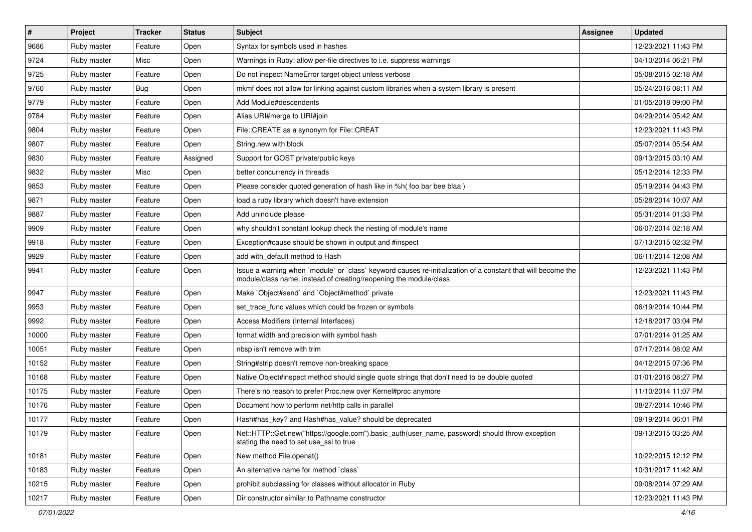| # | Project | Tracker | Status | Subject | Assignee | Updated |
|---|---|---|---|---|---|---|
| 9686 | Ruby master | Feature | Open | Syntax for symbols used in hashes | | 12/23/2021 11:43 PM |
| 9724 | Ruby master | Misc | Open | Warnings in Ruby: allow per-file directives to i.e. suppress warnings | | 04/10/2014 06:21 PM |
| 9725 | Ruby master | Feature | Open | Do not inspect NameError target object unless verbose | | 05/08/2015 02:18 AM |
| 9760 | Ruby master | Bug | Open | mkmf does not allow for linking against custom libraries when a system library is present | | 05/24/2016 08:11 AM |
| 9779 | Ruby master | Feature | Open | Add Module#descendents | | 01/05/2018 09:00 PM |
| 9784 | Ruby master | Feature | Open | Alias URI#merge to URI#join | | 04/29/2014 05:42 AM |
| 9804 | Ruby master | Feature | Open | File::CREATE as a synonym for File::CREAT | | 12/23/2021 11:43 PM |
| 9807 | Ruby master | Feature | Open | String.new with block | | 05/07/2014 05:54 AM |
| 9830 | Ruby master | Feature | Assigned | Support for GOST private/public keys | | 09/13/2015 03:10 AM |
| 9832 | Ruby master | Misc | Open | better concurrency in threads | | 05/12/2014 12:33 PM |
| 9853 | Ruby master | Feature | Open | Please consider quoted generation of hash like in %h( foo bar bee blaa ) | | 05/19/2014 04:43 PM |
| 9871 | Ruby master | Feature | Open | load a ruby library which doesn't have extension | | 05/28/2014 10:07 AM |
| 9887 | Ruby master | Feature | Open | Add uninclude please | | 05/31/2014 01:33 PM |
| 9909 | Ruby master | Feature | Open | why shouldn't constant lookup check the nesting of module's name | | 06/07/2014 02:18 AM |
| 9918 | Ruby master | Feature | Open | Exception#cause should be shown in output and #inspect | | 07/13/2015 02:32 PM |
| 9929 | Ruby master | Feature | Open | add with_default method to Hash | | 06/11/2014 12:08 AM |
| 9941 | Ruby master | Feature | Open | Issue a warning when `module` or `class` keyword causes re-initialization of a constant that will become the module/class name, instead of creating/reopening the module/class | | 12/23/2021 11:43 PM |
| 9947 | Ruby master | Feature | Open | Make `Object#send` and `Object#method` private | | 12/23/2021 11:43 PM |
| 9953 | Ruby master | Feature | Open | set_trace_func values which could be frozen or symbols | | 06/19/2014 10:44 PM |
| 9992 | Ruby master | Feature | Open | Access Modifiers (Internal Interfaces) | | 12/18/2017 03:04 PM |
| 10000 | Ruby master | Feature | Open | format width and precision with symbol hash | | 07/01/2014 01:25 AM |
| 10051 | Ruby master | Feature | Open | nbsp isn't remove with trim | | 07/17/2014 08:02 AM |
| 10152 | Ruby master | Feature | Open | String#strip doesn't remove non-breaking space | | 04/12/2015 07:36 PM |
| 10168 | Ruby master | Feature | Open | Native Object#inspect method should single quote strings that don't need to be double quoted | | 01/01/2016 08:27 PM |
| 10175 | Ruby master | Feature | Open | There's no reason to prefer Proc.new over Kernel#proc anymore | | 11/10/2014 11:07 PM |
| 10176 | Ruby master | Feature | Open | Document how to perform net/http calls in parallel | | 08/27/2014 10:46 PM |
| 10177 | Ruby master | Feature | Open | Hash#has_key? and Hash#has_value? should be deprecated | | 09/19/2014 06:01 PM |
| 10179 | Ruby master | Feature | Open | Net::HTTP::Get.new("https://google.com").basic_auth(user_name, password) should throw exception stating the need to set use_ssl to true | | 09/13/2015 03:25 AM |
| 10181 | Ruby master | Feature | Open | New method File.openat() | | 10/22/2015 12:12 PM |
| 10183 | Ruby master | Feature | Open | An alternative name for method `class` | | 10/31/2017 11:42 AM |
| 10215 | Ruby master | Feature | Open | prohibit subclassing for classes without allocator in Ruby | | 09/08/2014 07:29 AM |
| 10217 | Ruby master | Feature | Open | Dir constructor similar to Pathname constructor | | 12/23/2021 11:43 PM |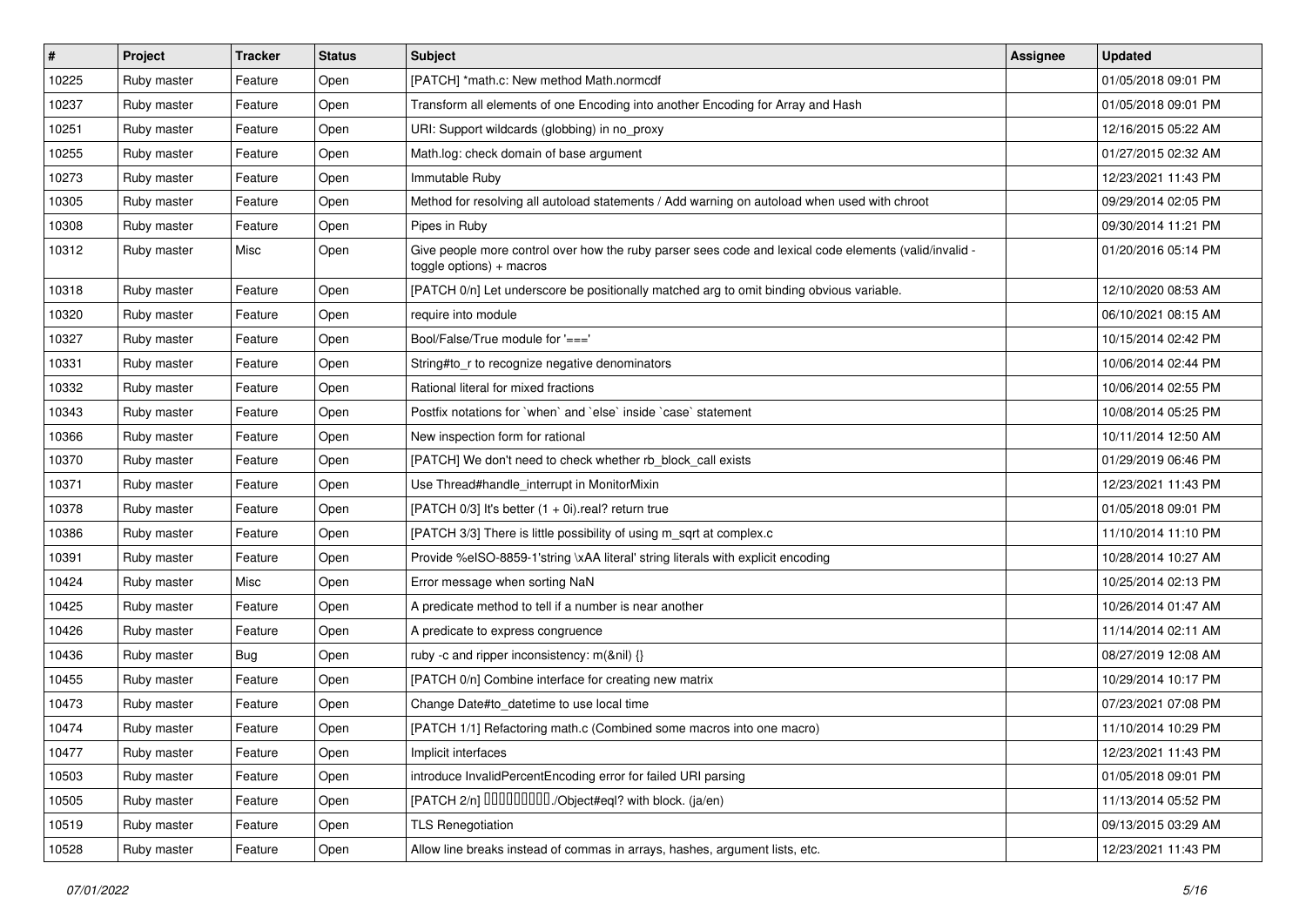| # | Project | Tracker | Status | Subject | Assignee | Updated |
|---|---|---|---|---|---|---|
| 10225 | Ruby master | Feature | Open | [PATCH] *math.c: New method Math.normcdf | | 01/05/2018 09:01 PM |
| 10237 | Ruby master | Feature | Open | Transform all elements of one Encoding into another Encoding for Array and Hash | | 01/05/2018 09:01 PM |
| 10251 | Ruby master | Feature | Open | URI: Support wildcards (globbing) in no_proxy | | 12/16/2015 05:22 AM |
| 10255 | Ruby master | Feature | Open | Math.log: check domain of base argument | | 01/27/2015 02:32 AM |
| 10273 | Ruby master | Feature | Open | Immutable Ruby | | 12/23/2021 11:43 PM |
| 10305 | Ruby master | Feature | Open | Method for resolving all autoload statements / Add warning on autoload when used with chroot | | 09/29/2014 02:05 PM |
| 10308 | Ruby master | Feature | Open | Pipes in Ruby | | 09/30/2014 11:21 PM |
| 10312 | Ruby master | Misc | Open | Give people more control over how the ruby parser sees code and lexical code elements (valid/invalid - toggle options) + macros | | 01/20/2016 05:14 PM |
| 10318 | Ruby master | Feature | Open | [PATCH 0/n] Let underscore be positionally matched arg to omit binding obvious variable. | | 12/10/2020 08:53 AM |
| 10320 | Ruby master | Feature | Open | require into module | | 06/10/2021 08:15 AM |
| 10327 | Ruby master | Feature | Open | Bool/False/True module for '===' | | 10/15/2014 02:42 PM |
| 10331 | Ruby master | Feature | Open | String#to_r to recognize negative denominators | | 10/06/2014 02:44 PM |
| 10332 | Ruby master | Feature | Open | Rational literal for mixed fractions | | 10/06/2014 02:55 PM |
| 10343 | Ruby master | Feature | Open | Postfix notations for `when` and `else` inside `case` statement | | 10/08/2014 05:25 PM |
| 10366 | Ruby master | Feature | Open | New inspection form for rational | | 10/11/2014 12:50 AM |
| 10370 | Ruby master | Feature | Open | [PATCH] We don't need to check whether rb_block_call exists | | 01/29/2019 06:46 PM |
| 10371 | Ruby master | Feature | Open | Use Thread#handle_interrupt in MonitorMixin | | 12/23/2021 11:43 PM |
| 10378 | Ruby master | Feature | Open | [PATCH 0/3] It's better (1 + 0i).real? return true | | 01/05/2018 09:01 PM |
| 10386 | Ruby master | Feature | Open | [PATCH 3/3] There is little possibility of using m_sqrt at complex.c | | 11/10/2014 11:10 PM |
| 10391 | Ruby master | Feature | Open | Provide %eISO-8859-1'string \xAA literal' string literals with explicit encoding | | 10/28/2014 10:27 AM |
| 10424 | Ruby master | Misc | Open | Error message when sorting NaN | | 10/25/2014 02:13 PM |
| 10425 | Ruby master | Feature | Open | A predicate method to tell if a number is near another | | 10/26/2014 01:47 AM |
| 10426 | Ruby master | Feature | Open | A predicate to express congruence | | 11/14/2014 02:11 AM |
| 10436 | Ruby master | Bug | Open | ruby -c and ripper inconsistency: m(&nil) {} | | 08/27/2019 12:08 AM |
| 10455 | Ruby master | Feature | Open | [PATCH 0/n] Combine interface for creating new matrix | | 10/29/2014 10:17 PM |
| 10473 | Ruby master | Feature | Open | Change Date#to_datetime to use local time | | 07/23/2021 07:08 PM |
| 10474 | Ruby master | Feature | Open | [PATCH 1/1] Refactoring math.c (Combined some macros into one macro) | | 11/10/2014 10:29 PM |
| 10477 | Ruby master | Feature | Open | Implicit interfaces | | 12/23/2021 11:43 PM |
| 10503 | Ruby master | Feature | Open | introduce InvalidPercentEncoding error for failed URI parsing | | 01/05/2018 09:01 PM |
| 10505 | Ruby master | Feature | Open | [PATCH 2/n] □□□□□□□□□□./Object#eql? with block. (ja/en) | | 11/13/2014 05:52 PM |
| 10519 | Ruby master | Feature | Open | TLS Renegotiation | | 09/13/2015 03:29 AM |
| 10528 | Ruby master | Feature | Open | Allow line breaks instead of commas in arrays, hashes, argument lists, etc. | | 12/23/2021 11:43 PM |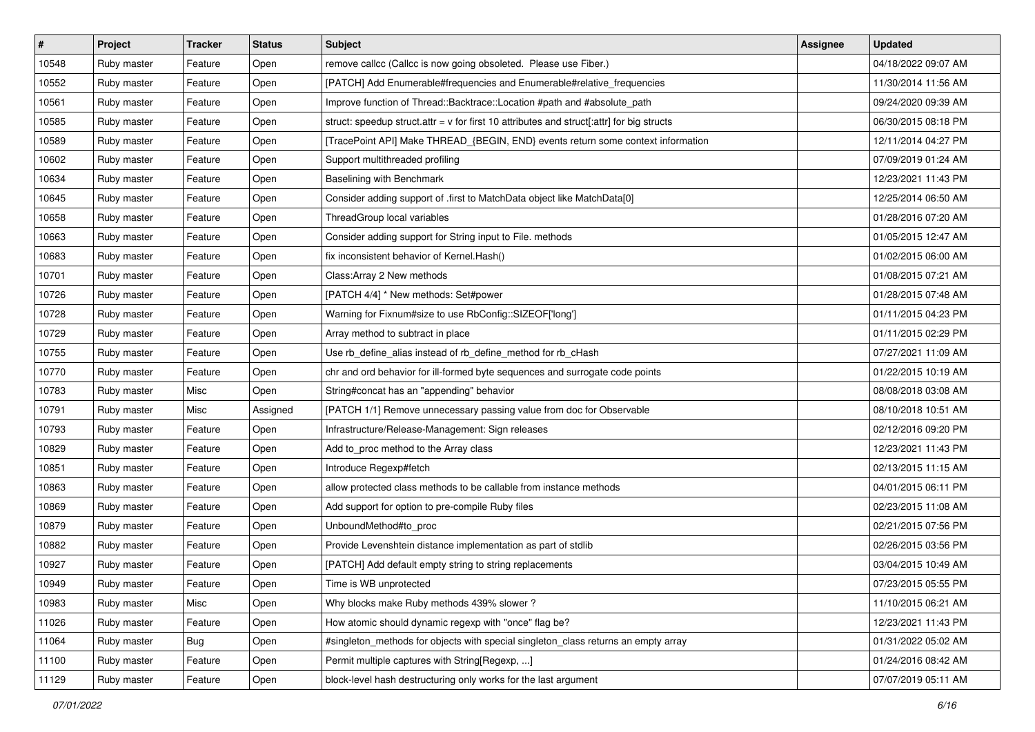| # | Project | Tracker | Status | Subject | Assignee | Updated |
|---|---|---|---|---|---|---|
| 10548 | Ruby master | Feature | Open | remove callcc (Callcc is now going obsoleted. Please use Fiber.) | | 04/18/2022 09:07 AM |
| 10552 | Ruby master | Feature | Open | [PATCH] Add Enumerable#frequencies and Enumerable#relative_frequencies | | 11/30/2014 11:56 AM |
| 10561 | Ruby master | Feature | Open | Improve function of Thread::Backtrace::Location #path and #absolute_path | | 09/24/2020 09:39 AM |
| 10585 | Ruby master | Feature | Open | struct: speedup struct.attr = v for first 10 attributes and struct[:attr] for big structs | | 06/30/2015 08:18 PM |
| 10589 | Ruby master | Feature | Open | [TracePoint API] Make THREAD_{BEGIN, END} events return some context information | | 12/11/2014 04:27 PM |
| 10602 | Ruby master | Feature | Open | Support multithreaded profiling | | 07/09/2019 01:24 AM |
| 10634 | Ruby master | Feature | Open | Baselining with Benchmark | | 12/23/2021 11:43 PM |
| 10645 | Ruby master | Feature | Open | Consider adding support of .first to MatchData object like MatchData[0] | | 12/25/2014 06:50 AM |
| 10658 | Ruby master | Feature | Open | ThreadGroup local variables | | 01/28/2016 07:20 AM |
| 10663 | Ruby master | Feature | Open | Consider adding support for String input to File. methods | | 01/05/2015 12:47 AM |
| 10683 | Ruby master | Feature | Open | fix inconsistent behavior of Kernel.Hash() | | 01/02/2015 06:00 AM |
| 10701 | Ruby master | Feature | Open | Class:Array 2 New methods | | 01/08/2015 07:21 AM |
| 10726 | Ruby master | Feature | Open | [PATCH 4/4] * New methods: Set#power | | 01/28/2015 07:48 AM |
| 10728 | Ruby master | Feature | Open | Warning for Fixnum#size to use RbConfig::SIZEOF['long'] | | 01/11/2015 04:23 PM |
| 10729 | Ruby master | Feature | Open | Array method to subtract in place | | 01/11/2015 02:29 PM |
| 10755 | Ruby master | Feature | Open | Use rb_define_alias instead of rb_define_method for rb_cHash | | 07/27/2021 11:09 AM |
| 10770 | Ruby master | Feature | Open | chr and ord behavior for ill-formed byte sequences and surrogate code points | | 01/22/2015 10:19 AM |
| 10783 | Ruby master | Misc | Open | String#concat has an "appending" behavior | | 08/08/2018 03:08 AM |
| 10791 | Ruby master | Misc | Assigned | [PATCH 1/1] Remove unnecessary passing value from doc for Observable | | 08/10/2018 10:51 AM |
| 10793 | Ruby master | Feature | Open | Infrastructure/Release-Management: Sign releases | | 02/12/2016 09:20 PM |
| 10829 | Ruby master | Feature | Open | Add to_proc method to the Array class | | 12/23/2021 11:43 PM |
| 10851 | Ruby master | Feature | Open | Introduce Regexp#fetch | | 02/13/2015 11:15 AM |
| 10863 | Ruby master | Feature | Open | allow protected class methods to be callable from instance methods | | 04/01/2015 06:11 PM |
| 10869 | Ruby master | Feature | Open | Add support for option to pre-compile Ruby files | | 02/23/2015 11:08 AM |
| 10879 | Ruby master | Feature | Open | UnboundMethod#to_proc | | 02/21/2015 07:56 PM |
| 10882 | Ruby master | Feature | Open | Provide Levenshtein distance implementation as part of stdlib | | 02/26/2015 03:56 PM |
| 10927 | Ruby master | Feature | Open | [PATCH] Add default empty string to string replacements | | 03/04/2015 10:49 AM |
| 10949 | Ruby master | Feature | Open | Time is WB unprotected | | 07/23/2015 05:55 PM |
| 10983 | Ruby master | Misc | Open | Why blocks make Ruby methods 439% slower ? | | 11/10/2015 06:21 AM |
| 11026 | Ruby master | Feature | Open | How atomic should dynamic regexp with "once" flag be? | | 12/23/2021 11:43 PM |
| 11064 | Ruby master | Bug | Open | #singleton_methods for objects with special singleton_class returns an empty array | | 01/31/2022 05:02 AM |
| 11100 | Ruby master | Feature | Open | Permit multiple captures with String[Regexp, ...] | | 01/24/2016 08:42 AM |
| 11129 | Ruby master | Feature | Open | block-level hash destructuring only works for the last argument | | 07/07/2019 05:11 AM |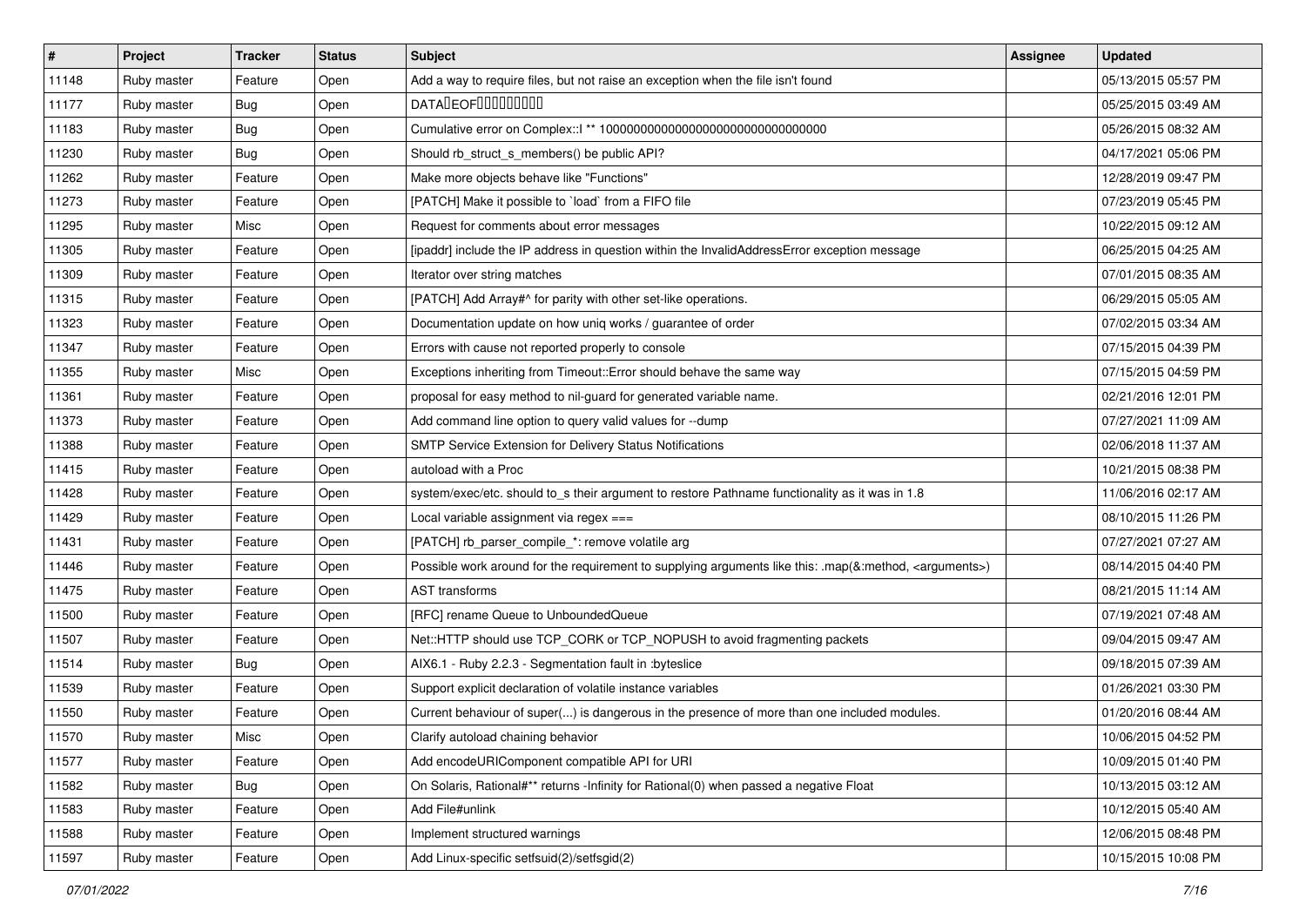| # | Project | Tracker | Status | Subject | Assignee | Updated |
|---|---|---|---|---|---|---|
| 11148 | Ruby master | Feature | Open | Add a way to require files, but not raise an exception when the file isn't found | | 05/13/2015 05:57 PM |
| 11177 | Ruby master | Bug | Open | DATA�EOF��������� | | 05/25/2015 03:49 AM |
| 11183 | Ruby master | Bug | Open | Cumulative error on Complex::I ** 100000000000000000000000000000000 | | 05/26/2015 08:32 AM |
| 11230 | Ruby master | Bug | Open | Should rb_struct_s_members() be public API? | | 04/17/2021 05:06 PM |
| 11262 | Ruby master | Feature | Open | Make more objects behave like "Functions" | | 12/28/2019 09:47 PM |
| 11273 | Ruby master | Feature | Open | [PATCH] Make it possible to `load` from a FIFO file | | 07/23/2019 05:45 PM |
| 11295 | Ruby master | Misc | Open | Request for comments about error messages | | 10/22/2015 09:12 AM |
| 11305 | Ruby master | Feature | Open | [ipaddr] include the IP address in question within the InvalidAddressError exception message | | 06/25/2015 04:25 AM |
| 11309 | Ruby master | Feature | Open | Iterator over string matches | | 07/01/2015 08:35 AM |
| 11315 | Ruby master | Feature | Open | [PATCH] Add Array#^ for parity with other set-like operations. | | 06/29/2015 05:05 AM |
| 11323 | Ruby master | Feature | Open | Documentation update on how uniq works / guarantee of order | | 07/02/2015 03:34 AM |
| 11347 | Ruby master | Feature | Open | Errors with cause not reported properly to console | | 07/15/2015 04:39 PM |
| 11355 | Ruby master | Misc | Open | Exceptions inheriting from Timeout::Error should behave the same way | | 07/15/2015 04:59 PM |
| 11361 | Ruby master | Feature | Open | proposal for easy method to nil-guard for generated variable name. | | 02/21/2016 12:01 PM |
| 11373 | Ruby master | Feature | Open | Add command line option to query valid values for --dump | | 07/27/2021 11:09 AM |
| 11388 | Ruby master | Feature | Open | SMTP Service Extension for Delivery Status Notifications | | 02/06/2018 11:37 AM |
| 11415 | Ruby master | Feature | Open | autoload with a Proc | | 10/21/2015 08:38 PM |
| 11428 | Ruby master | Feature | Open | system/exec/etc. should to_s their argument to restore Pathname functionality as it was in 1.8 | | 11/06/2016 02:17 AM |
| 11429 | Ruby master | Feature | Open | Local variable assignment via regex === | | 08/10/2015 11:26 PM |
| 11431 | Ruby master | Feature | Open | [PATCH] rb_parser_compile_*: remove volatile arg | | 07/27/2021 07:27 AM |
| 11446 | Ruby master | Feature | Open | Possible work around for the requirement to supplying arguments like this: .map(&:method, <arguments>) | | 08/14/2015 04:40 PM |
| 11475 | Ruby master | Feature | Open | AST transforms | | 08/21/2015 11:14 AM |
| 11500 | Ruby master | Feature | Open | [RFC] rename Queue to UnboundedQueue | | 07/19/2021 07:48 AM |
| 11507 | Ruby master | Feature | Open | Net::HTTP should use TCP_CORK or TCP_NOPUSH to avoid fragmenting packets | | 09/04/2015 09:47 AM |
| 11514 | Ruby master | Bug | Open | AIX6.1 - Ruby 2.2.3 - Segmentation fault in :byteslice | | 09/18/2015 07:39 AM |
| 11539 | Ruby master | Feature | Open | Support explicit declaration of volatile instance variables | | 01/26/2021 03:30 PM |
| 11550 | Ruby master | Feature | Open | Current behaviour of super(...) is dangerous in the presence of more than one included modules. | | 01/20/2016 08:44 AM |
| 11570 | Ruby master | Misc | Open | Clarify autoload chaining behavior | | 10/06/2015 04:52 PM |
| 11577 | Ruby master | Feature | Open | Add encodeURIComponent compatible API for URI | | 10/09/2015 01:40 PM |
| 11582 | Ruby master | Bug | Open | On Solaris, Rational#** returns -Infinity for Rational(0) when passed a negative Float | | 10/13/2015 03:12 AM |
| 11583 | Ruby master | Feature | Open | Add File#unlink | | 10/12/2015 05:40 AM |
| 11588 | Ruby master | Feature | Open | Implement structured warnings | | 12/06/2015 08:48 PM |
| 11597 | Ruby master | Feature | Open | Add Linux-specific setfsuid(2)/setfsgid(2) | | 10/15/2015 10:08 PM |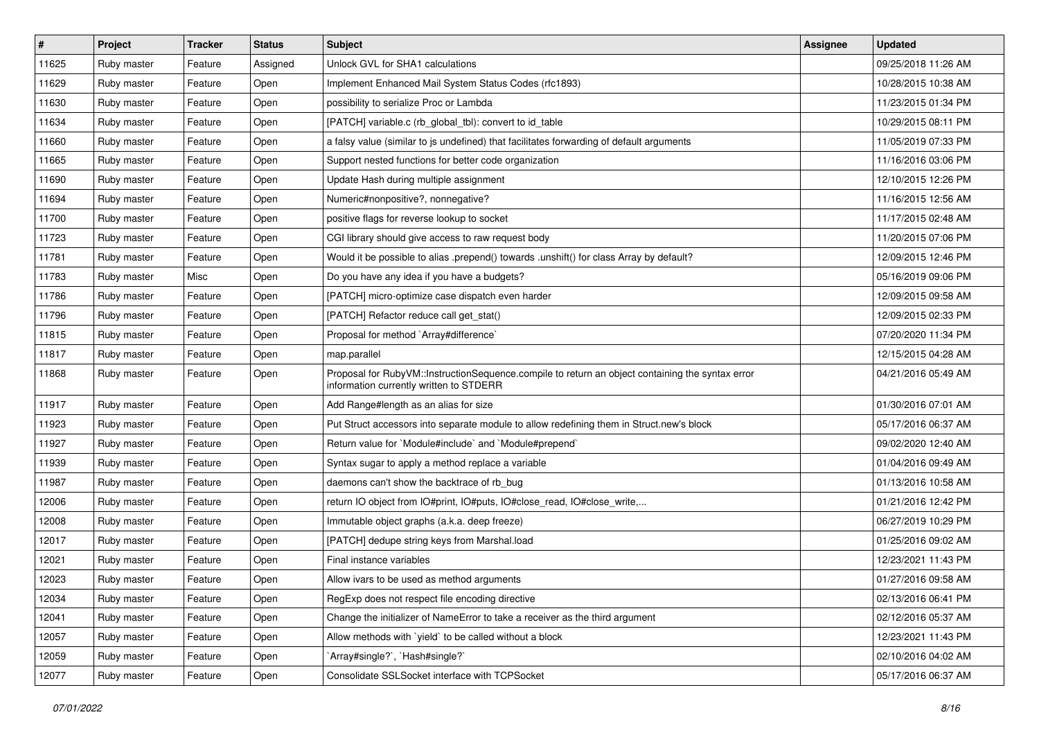| # | Project | Tracker | Status | Subject | Assignee | Updated |
|---|---|---|---|---|---|---|
| 11625 | Ruby master | Feature | Assigned | Unlock GVL for SHA1 calculations | | 09/25/2018 11:26 AM |
| 11629 | Ruby master | Feature | Open | Implement Enhanced Mail System Status Codes (rfc1893) | | 10/28/2015 10:38 AM |
| 11630 | Ruby master | Feature | Open | possibility to serialize Proc or Lambda | | 11/23/2015 01:34 PM |
| 11634 | Ruby master | Feature | Open | [PATCH] variable.c (rb_global_tbl): convert to id_table | | 10/29/2015 08:11 PM |
| 11660 | Ruby master | Feature | Open | a falsy value (similar to js undefined) that facilitates forwarding of default arguments | | 11/05/2019 07:33 PM |
| 11665 | Ruby master | Feature | Open | Support nested functions for better code organization | | 11/16/2016 03:06 PM |
| 11690 | Ruby master | Feature | Open | Update Hash during multiple assignment | | 12/10/2015 12:26 PM |
| 11694 | Ruby master | Feature | Open | Numeric#nonpositive?, nonnegative? | | 11/16/2015 12:56 AM |
| 11700 | Ruby master | Feature | Open | positive flags for reverse lookup to socket | | 11/17/2015 02:48 AM |
| 11723 | Ruby master | Feature | Open | CGI library should give access to raw request body | | 11/20/2015 07:06 PM |
| 11781 | Ruby master | Feature | Open | Would it be possible to alias .prepend() towards .unshift() for class Array by default? | | 12/09/2015 12:46 PM |
| 11783 | Ruby master | Misc | Open | Do you have any idea if you have a budgets? | | 05/16/2019 09:06 PM |
| 11786 | Ruby master | Feature | Open | [PATCH] micro-optimize case dispatch even harder | | 12/09/2015 09:58 AM |
| 11796 | Ruby master | Feature | Open | [PATCH] Refactor reduce call get_stat() | | 12/09/2015 02:33 PM |
| 11815 | Ruby master | Feature | Open | Proposal for method `Array#difference` | | 07/20/2020 11:34 PM |
| 11817 | Ruby master | Feature | Open | map.parallel | | 12/15/2015 04:28 AM |
| 11868 | Ruby master | Feature | Open | Proposal for RubyVM::InstructionSequence.compile to return an object containing the syntax error information currently written to STDERR | | 04/21/2016 05:49 AM |
| 11917 | Ruby master | Feature | Open | Add Range#length as an alias for size | | 01/30/2016 07:01 AM |
| 11923 | Ruby master | Feature | Open | Put Struct accessors into separate module to allow redefining them in Struct.new's block | | 05/17/2016 06:37 AM |
| 11927 | Ruby master | Feature | Open | Return value for `Module#include` and `Module#prepend` | | 09/02/2020 12:40 AM |
| 11939 | Ruby master | Feature | Open | Syntax sugar to apply a method replace a variable | | 01/04/2016 09:49 AM |
| 11987 | Ruby master | Feature | Open | daemons can't show the backtrace of rb_bug | | 01/13/2016 10:58 AM |
| 12006 | Ruby master | Feature | Open | return IO object from IO#print, IO#puts, IO#close_read, IO#close_write,... | | 01/21/2016 12:42 PM |
| 12008 | Ruby master | Feature | Open | Immutable object graphs (a.k.a. deep freeze) | | 06/27/2019 10:29 PM |
| 12017 | Ruby master | Feature | Open | [PATCH] dedupe string keys from Marshal.load | | 01/25/2016 09:02 AM |
| 12021 | Ruby master | Feature | Open | Final instance variables | | 12/23/2021 11:43 PM |
| 12023 | Ruby master | Feature | Open | Allow ivars to be used as method arguments | | 01/27/2016 09:58 AM |
| 12034 | Ruby master | Feature | Open | RegExp does not respect file encoding directive | | 02/13/2016 06:41 PM |
| 12041 | Ruby master | Feature | Open | Change the initializer of NameError to take a receiver as the third argument | | 02/12/2016 05:37 AM |
| 12057 | Ruby master | Feature | Open | Allow methods with `yield` to be called without a block | | 12/23/2021 11:43 PM |
| 12059 | Ruby master | Feature | Open | `Array#single?`, `Hash#single?` | | 02/10/2016 04:02 AM |
| 12077 | Ruby master | Feature | Open | Consolidate SSLSocket interface with TCPSocket | | 05/17/2016 06:37 AM |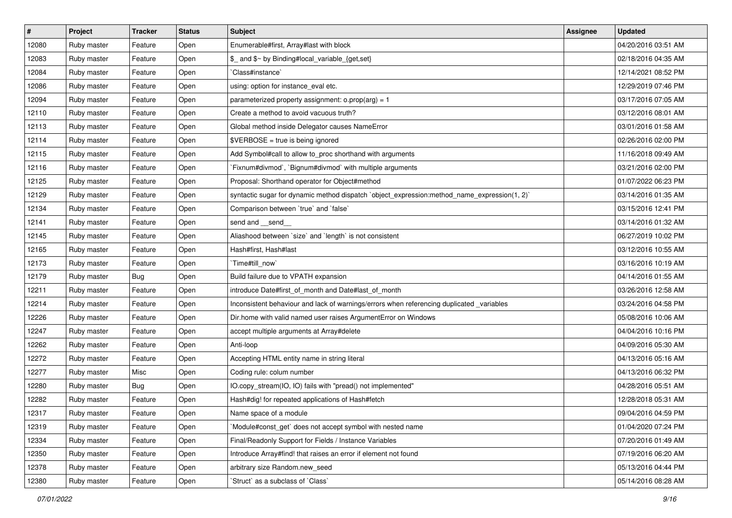| # | Project | Tracker | Status | Subject | Assignee | Updated |
|---|---|---|---|---|---|---|
| 12080 | Ruby master | Feature | Open | Enumerable#first, Array#last with block | | 04/20/2016 03:51 AM |
| 12083 | Ruby master | Feature | Open | $_ and $~ by Binding#local_variable_{get,set} | | 02/18/2016 04:35 AM |
| 12084 | Ruby master | Feature | Open | `Class#instance` | | 12/14/2021 08:52 PM |
| 12086 | Ruby master | Feature | Open | using: option for instance_eval etc. | | 12/29/2019 07:46 PM |
| 12094 | Ruby master | Feature | Open | parameterized property assignment: o.prop(arg) = 1 | | 03/17/2016 07:05 AM |
| 12110 | Ruby master | Feature | Open | Create a method to avoid vacuous truth? | | 03/12/2016 08:01 AM |
| 12113 | Ruby master | Feature | Open | Global method inside Delegator causes NameError | | 03/01/2016 01:58 AM |
| 12114 | Ruby master | Feature | Open | $VERBOSE = true is being ignored | | 02/26/2016 02:00 PM |
| 12115 | Ruby master | Feature | Open | Add Symbol#call to allow to_proc shorthand with arguments | | 11/16/2018 09:49 AM |
| 12116 | Ruby master | Feature | Open | `Fixnum#divmod`, `Bignum#divmod` with multiple arguments | | 03/21/2016 02:00 PM |
| 12125 | Ruby master | Feature | Open | Proposal: Shorthand operator for Object#method | | 01/07/2022 06:23 PM |
| 12129 | Ruby master | Feature | Open | syntactic sugar for dynamic method dispatch `object_expression:method_name_expression(1, 2)` | | 03/14/2016 01:35 AM |
| 12134 | Ruby master | Feature | Open | Comparison between `true` and `false` | | 03/15/2016 12:41 PM |
| 12141 | Ruby master | Feature | Open | send and __send__ | | 03/14/2016 01:32 AM |
| 12145 | Ruby master | Feature | Open | Aliashood between `size` and `length` is not consistent | | 06/27/2019 10:02 PM |
| 12165 | Ruby master | Feature | Open | Hash#first, Hash#last | | 03/12/2016 10:55 AM |
| 12173 | Ruby master | Feature | Open | `Time#till_now` | | 03/16/2016 10:19 AM |
| 12179 | Ruby master | Bug | Open | Build failure due to VPATH expansion | | 04/14/2016 01:55 AM |
| 12211 | Ruby master | Feature | Open | introduce Date#first_of_month and Date#last_of_month | | 03/26/2016 12:58 AM |
| 12214 | Ruby master | Feature | Open | Inconsistent behaviour and lack of warnings/errors when referencing duplicated _variables | | 03/24/2016 04:58 PM |
| 12226 | Ruby master | Feature | Open | Dir.home with valid named user raises ArgumentError on Windows | | 05/08/2016 10:06 AM |
| 12247 | Ruby master | Feature | Open | accept multiple arguments at Array#delete | | 04/04/2016 10:16 PM |
| 12262 | Ruby master | Feature | Open | Anti-loop | | 04/09/2016 05:30 AM |
| 12272 | Ruby master | Feature | Open | Accepting HTML entity name in string literal | | 04/13/2016 05:16 AM |
| 12277 | Ruby master | Misc | Open | Coding rule: colum number | | 04/13/2016 06:32 PM |
| 12280 | Ruby master | Bug | Open | IO.copy_stream(IO, IO) fails with "pread() not implemented" | | 04/28/2016 05:51 AM |
| 12282 | Ruby master | Feature | Open | Hash#dig! for repeated applications of Hash#fetch | | 12/28/2018 05:31 AM |
| 12317 | Ruby master | Feature | Open | Name space of a module | | 09/04/2016 04:59 PM |
| 12319 | Ruby master | Feature | Open | `Module#const_get` does not accept symbol with nested name | | 01/04/2020 07:24 PM |
| 12334 | Ruby master | Feature | Open | Final/Readonly Support for Fields / Instance Variables | | 07/20/2016 01:49 AM |
| 12350 | Ruby master | Feature | Open | Introduce Array#find! that raises an error if element not found | | 07/19/2016 06:20 AM |
| 12378 | Ruby master | Feature | Open | arbitrary size Random.new_seed | | 05/13/2016 04:44 PM |
| 12380 | Ruby master | Feature | Open | `Struct` as a subclass of `Class` | | 05/14/2016 08:28 AM |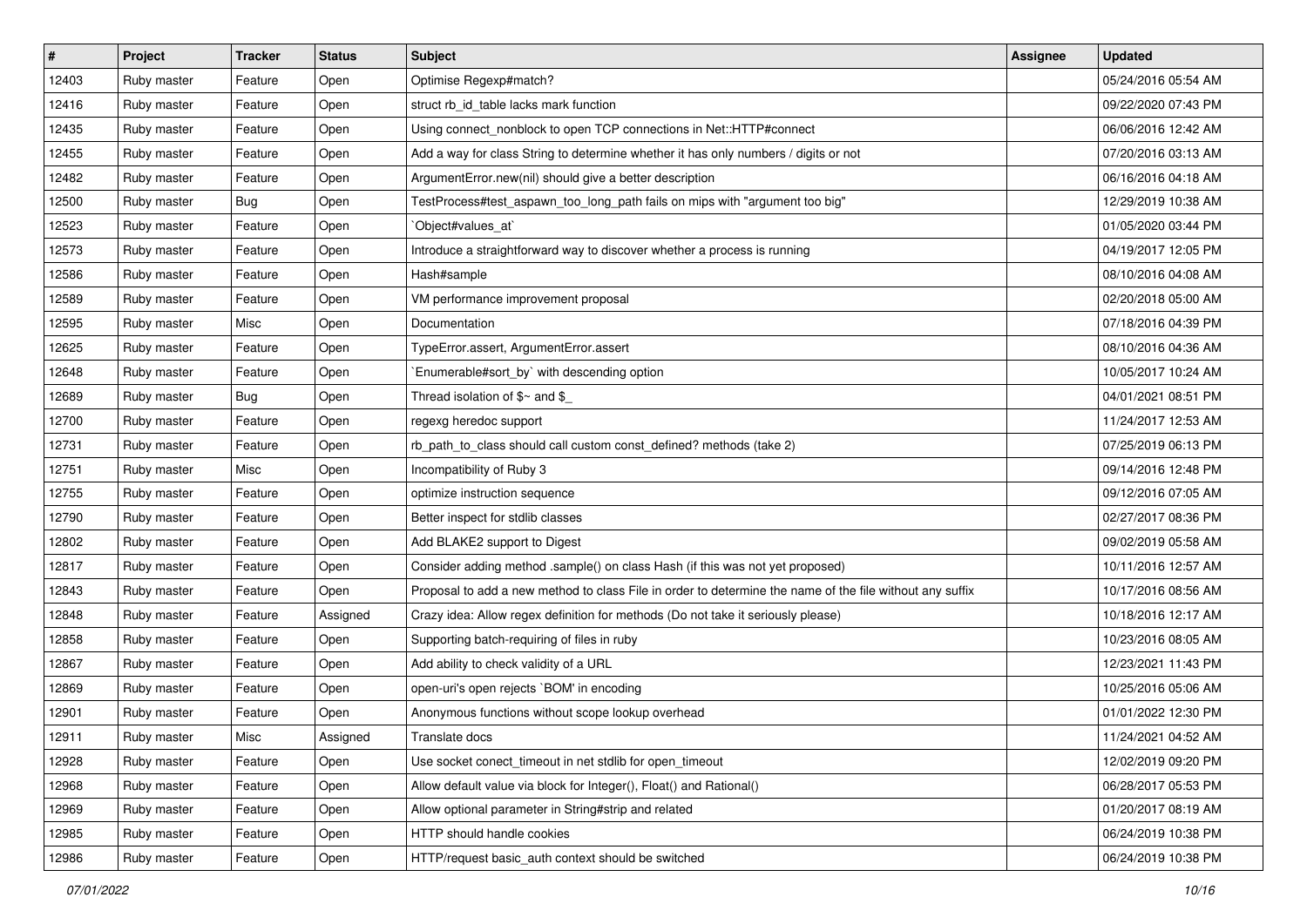| # | Project | Tracker | Status | Subject | Assignee | Updated |
|---|---|---|---|---|---|---|
| 12403 | Ruby master | Feature | Open | Optimise Regexp#match? | | 05/24/2016 05:54 AM |
| 12416 | Ruby master | Feature | Open | struct rb_id_table lacks mark function | | 09/22/2020 07:43 PM |
| 12435 | Ruby master | Feature | Open | Using connect_nonblock to open TCP connections in Net::HTTP#connect | | 06/06/2016 12:42 AM |
| 12455 | Ruby master | Feature | Open | Add a way for class String to determine whether it has only numbers / digits or not | | 07/20/2016 03:13 AM |
| 12482 | Ruby master | Feature | Open | ArgumentError.new(nil) should give a better description | | 06/16/2016 04:18 AM |
| 12500 | Ruby master | Bug | Open | TestProcess#test_aspawn_too_long_path fails on mips with "argument too big" | | 12/29/2019 10:38 AM |
| 12523 | Ruby master | Feature | Open | `Object#values_at` | | 01/05/2020 03:44 PM |
| 12573 | Ruby master | Feature | Open | Introduce a straightforward way to discover whether a process is running | | 04/19/2017 12:05 PM |
| 12586 | Ruby master | Feature | Open | Hash#sample | | 08/10/2016 04:08 AM |
| 12589 | Ruby master | Feature | Open | VM performance improvement proposal | | 02/20/2018 05:00 AM |
| 12595 | Ruby master | Misc | Open | Documentation | | 07/18/2016 04:39 PM |
| 12625 | Ruby master | Feature | Open | TypeError.assert, ArgumentError.assert | | 08/10/2016 04:36 AM |
| 12648 | Ruby master | Feature | Open | `Enumerable#sort_by` with descending option | | 10/05/2017 10:24 AM |
| 12689 | Ruby master | Bug | Open | Thread isolation of $~ and $_ | | 04/01/2021 08:51 PM |
| 12700 | Ruby master | Feature | Open | regexg heredoc support | | 11/24/2017 12:53 AM |
| 12731 | Ruby master | Feature | Open | rb_path_to_class should call custom const_defined? methods (take 2) | | 07/25/2019 06:13 PM |
| 12751 | Ruby master | Misc | Open | Incompatibility of Ruby 3 | | 09/14/2016 12:48 PM |
| 12755 | Ruby master | Feature | Open | optimize instruction sequence | | 09/12/2016 07:05 AM |
| 12790 | Ruby master | Feature | Open | Better inspect for stdlib classes | | 02/27/2017 08:36 PM |
| 12802 | Ruby master | Feature | Open | Add BLAKE2 support to Digest | | 09/02/2019 05:58 AM |
| 12817 | Ruby master | Feature | Open | Consider adding method .sample() on class Hash (if this was not yet proposed) | | 10/11/2016 12:57 AM |
| 12843 | Ruby master | Feature | Open | Proposal to add a new method to class File in order to determine the name of the file without any suffix | | 10/17/2016 08:56 AM |
| 12848 | Ruby master | Feature | Assigned | Crazy idea: Allow regex definition for methods (Do not take it seriously please) | | 10/18/2016 12:17 AM |
| 12858 | Ruby master | Feature | Open | Supporting batch-requiring of files in ruby | | 10/23/2016 08:05 AM |
| 12867 | Ruby master | Feature | Open | Add ability to check validity of a URL | | 12/23/2021 11:43 PM |
| 12869 | Ruby master | Feature | Open | open-uri's open rejects `BOM' in encoding | | 10/25/2016 05:06 AM |
| 12901 | Ruby master | Feature | Open | Anonymous functions without scope lookup overhead | | 01/01/2022 12:30 PM |
| 12911 | Ruby master | Misc | Assigned | Translate docs | | 11/24/2021 04:52 AM |
| 12928 | Ruby master | Feature | Open | Use socket conect_timeout in net stdlib for open_timeout | | 12/02/2019 09:20 PM |
| 12968 | Ruby master | Feature | Open | Allow default value via block for Integer(), Float() and Rational() | | 06/28/2017 05:53 PM |
| 12969 | Ruby master | Feature | Open | Allow optional parameter in String#strip and related | | 01/20/2017 08:19 AM |
| 12985 | Ruby master | Feature | Open | HTTP should handle cookies | | 06/24/2019 10:38 PM |
| 12986 | Ruby master | Feature | Open | HTTP/request basic_auth context should be switched | | 06/24/2019 10:38 PM |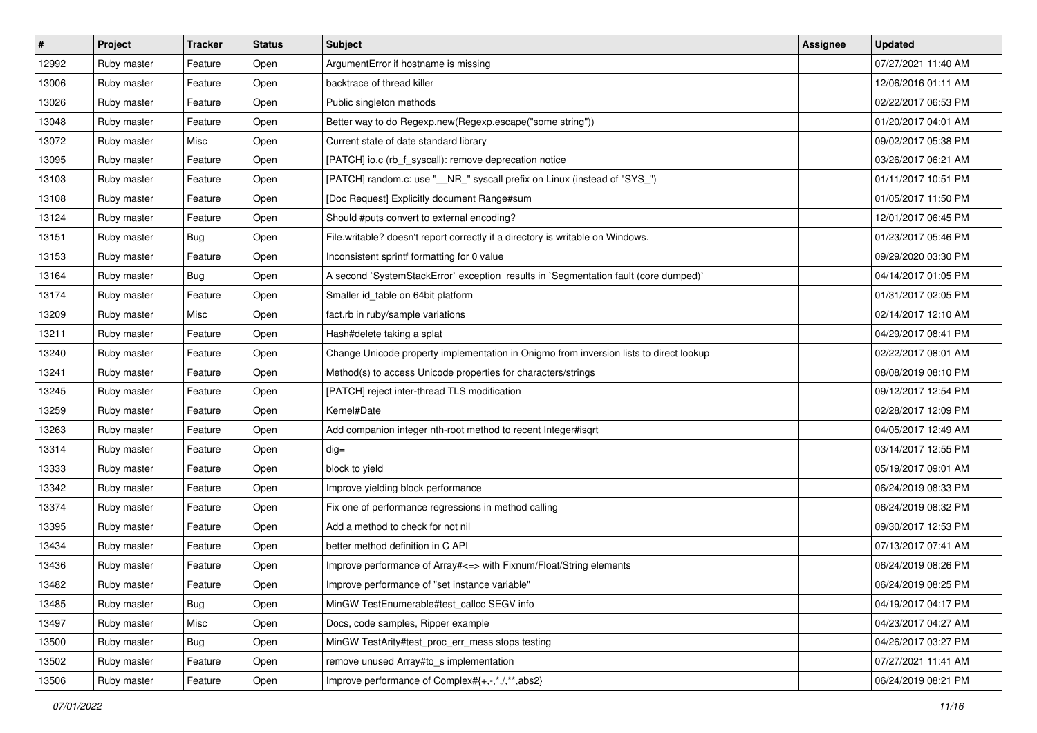| # | Project | Tracker | Status | Subject | Assignee | Updated |
|---|---|---|---|---|---|---|
| 12992 | Ruby master | Feature | Open | ArgumentError if hostname is missing | | 07/27/2021 11:40 AM |
| 13006 | Ruby master | Feature | Open | backtrace of thread killer | | 12/06/2016 01:11 AM |
| 13026 | Ruby master | Feature | Open | Public singleton methods | | 02/22/2017 06:53 PM |
| 13048 | Ruby master | Feature | Open | Better way to do Regexp.new(Regexp.escape("some string")) | | 01/20/2017 04:01 AM |
| 13072 | Ruby master | Misc | Open | Current state of date standard library | | 09/02/2017 05:38 PM |
| 13095 | Ruby master | Feature | Open | [PATCH] io.c (rb_f_syscall): remove deprecation notice | | 03/26/2017 06:21 AM |
| 13103 | Ruby master | Feature | Open | [PATCH] random.c: use "__NR_" syscall prefix on Linux (instead of "SYS_") | | 01/11/2017 10:51 PM |
| 13108 | Ruby master | Feature | Open | [Doc Request] Explicitly document Range#sum | | 01/05/2017 11:50 PM |
| 13124 | Ruby master | Feature | Open | Should #puts convert to external encoding? | | 12/01/2017 06:45 PM |
| 13151 | Ruby master | Bug | Open | File.writable? doesn't report correctly if a directory is writable on Windows. | | 01/23/2017 05:46 PM |
| 13153 | Ruby master | Feature | Open | Inconsistent sprintf formatting for 0 value | | 09/29/2020 03:30 PM |
| 13164 | Ruby master | Bug | Open | A second `SystemStackError` exception results in `Segmentation fault (core dumped)` | | 04/14/2017 01:05 PM |
| 13174 | Ruby master | Feature | Open | Smaller id_table on 64bit platform | | 01/31/2017 02:05 PM |
| 13209 | Ruby master | Misc | Open | fact.rb in ruby/sample variations | | 02/14/2017 12:10 AM |
| 13211 | Ruby master | Feature | Open | Hash#delete taking a splat | | 04/29/2017 08:41 PM |
| 13240 | Ruby master | Feature | Open | Change Unicode property implementation in Onigmo from inversion lists to direct lookup | | 02/22/2017 08:01 AM |
| 13241 | Ruby master | Feature | Open | Method(s) to access Unicode properties for characters/strings | | 08/08/2019 08:10 PM |
| 13245 | Ruby master | Feature | Open | [PATCH] reject inter-thread TLS modification | | 09/12/2017 12:54 PM |
| 13259 | Ruby master | Feature | Open | Kernel#Date | | 02/28/2017 12:09 PM |
| 13263 | Ruby master | Feature | Open | Add companion integer nth-root method to recent Integer#isqrt | | 04/05/2017 12:49 AM |
| 13314 | Ruby master | Feature | Open | dig= | | 03/14/2017 12:55 PM |
| 13333 | Ruby master | Feature | Open | block to yield | | 05/19/2017 09:01 AM |
| 13342 | Ruby master | Feature | Open | Improve yielding block performance | | 06/24/2019 08:33 PM |
| 13374 | Ruby master | Feature | Open | Fix one of performance regressions in method calling | | 06/24/2019 08:32 PM |
| 13395 | Ruby master | Feature | Open | Add a method to check for not nil | | 09/30/2017 12:53 PM |
| 13434 | Ruby master | Feature | Open | better method definition in C API | | 07/13/2017 07:41 AM |
| 13436 | Ruby master | Feature | Open | Improve performance of Array#<=> with Fixnum/Float/String elements | | 06/24/2019 08:26 PM |
| 13482 | Ruby master | Feature | Open | Improve performance of "set instance variable" | | 06/24/2019 08:25 PM |
| 13485 | Ruby master | Bug | Open | MinGW TestEnumerable#test_callcc SEGV info | | 04/19/2017 04:17 PM |
| 13497 | Ruby master | Misc | Open | Docs, code samples, Ripper example | | 04/23/2017 04:27 AM |
| 13500 | Ruby master | Bug | Open | MinGW TestArity#test_proc_err_mess stops testing | | 04/26/2017 03:27 PM |
| 13502 | Ruby master | Feature | Open | remove unused Array#to_s implementation | | 07/27/2021 11:41 AM |
| 13506 | Ruby master | Feature | Open | Improve performance of Complex#{+,-,*,/,**,abs2} | | 06/24/2019 08:21 PM |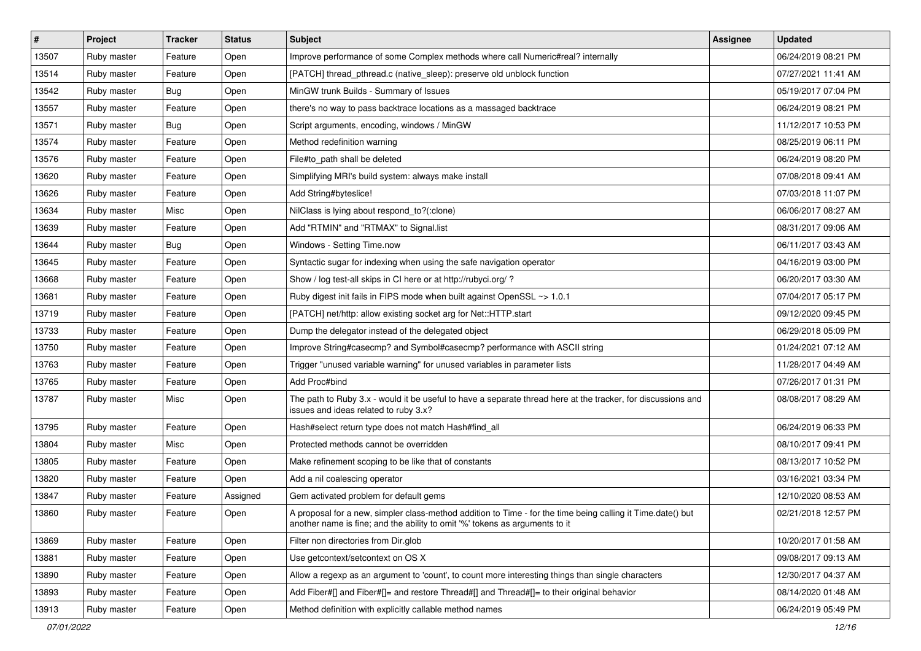| # | Project | Tracker | Status | Subject | Assignee | Updated |
|---|---|---|---|---|---|---|
| 13507 | Ruby master | Feature | Open | Improve performance of some Complex methods where call Numeric#real? internally | | 06/24/2019 08:21 PM |
| 13514 | Ruby master | Feature | Open | [PATCH] thread_pthread.c (native_sleep): preserve old unblock function | | 07/27/2021 11:41 AM |
| 13542 | Ruby master | Bug | Open | MinGW trunk Builds - Summary of Issues | | 05/19/2017 07:04 PM |
| 13557 | Ruby master | Feature | Open | there's no way to pass backtrace locations as a massaged backtrace | | 06/24/2019 08:21 PM |
| 13571 | Ruby master | Bug | Open | Script arguments, encoding, windows / MinGW | | 11/12/2017 10:53 PM |
| 13574 | Ruby master | Feature | Open | Method redefinition warning | | 08/25/2019 06:11 PM |
| 13576 | Ruby master | Feature | Open | File#to_path shall be deleted | | 06/24/2019 08:20 PM |
| 13620 | Ruby master | Feature | Open | Simplifying MRI's build system: always make install | | 07/08/2018 09:41 AM |
| 13626 | Ruby master | Feature | Open | Add String#byteslice! | | 07/03/2018 11:07 PM |
| 13634 | Ruby master | Misc | Open | NilClass is lying about respond_to?(:clone) | | 06/06/2017 08:27 AM |
| 13639 | Ruby master | Feature | Open | Add "RTMIN" and "RTMAX" to Signal.list | | 08/31/2017 09:06 AM |
| 13644 | Ruby master | Bug | Open | Windows - Setting Time.now | | 06/11/2017 03:43 AM |
| 13645 | Ruby master | Feature | Open | Syntactic sugar for indexing when using the safe navigation operator | | 04/16/2019 03:00 PM |
| 13668 | Ruby master | Feature | Open | Show / log test-all skips in CI here or at http://rubyci.org/ ? | | 06/20/2017 03:30 AM |
| 13681 | Ruby master | Feature | Open | Ruby digest init fails in FIPS mode when built against OpenSSL ~> 1.0.1 | | 07/04/2017 05:17 PM |
| 13719 | Ruby master | Feature | Open | [PATCH] net/http: allow existing socket arg for Net::HTTP.start | | 09/12/2020 09:45 PM |
| 13733 | Ruby master | Feature | Open | Dump the delegator instead of the delegated object | | 06/29/2018 05:09 PM |
| 13750 | Ruby master | Feature | Open | Improve String#casecmp? and Symbol#casecmp? performance with ASCII string | | 01/24/2021 07:12 AM |
| 13763 | Ruby master | Feature | Open | Trigger "unused variable warning" for unused variables in parameter lists | | 11/28/2017 04:49 AM |
| 13765 | Ruby master | Feature | Open | Add Proc#bind | | 07/26/2017 01:31 PM |
| 13787 | Ruby master | Misc | Open | The path to Ruby 3.x - would it be useful to have a separate thread here at the tracker, for discussions and issues and ideas related to ruby 3.x? | | 08/08/2017 08:29 AM |
| 13795 | Ruby master | Feature | Open | Hash#select return type does not match Hash#find_all | | 06/24/2019 06:33 PM |
| 13804 | Ruby master | Misc | Open | Protected methods cannot be overridden | | 08/10/2017 09:41 PM |
| 13805 | Ruby master | Feature | Open | Make refinement scoping to be like that of constants | | 08/13/2017 10:52 PM |
| 13820 | Ruby master | Feature | Open | Add a nil coalescing operator | | 03/16/2021 03:34 PM |
| 13847 | Ruby master | Feature | Assigned | Gem activated problem for default gems | | 12/10/2020 08:53 AM |
| 13860 | Ruby master | Feature | Open | A proposal for a new, simpler class-method addition to Time - for the time being calling it Time.date() but another name is fine; and the ability to omit '%' tokens as arguments to it | | 02/21/2018 12:57 PM |
| 13869 | Ruby master | Feature | Open | Filter non directories from Dir.glob | | 10/20/2017 01:58 AM |
| 13881 | Ruby master | Feature | Open | Use getcontext/setcontext on OS X | | 09/08/2017 09:13 AM |
| 13890 | Ruby master | Feature | Open | Allow a regexp as an argument to 'count', to count more interesting things than single characters | | 12/30/2017 04:37 AM |
| 13893 | Ruby master | Feature | Open | Add Fiber#[] and Fiber#[]= and restore Thread#[] and Thread#[]= to their original behavior | | 08/14/2020 01:48 AM |
| 13913 | Ruby master | Feature | Open | Method definition with explicitly callable method names | | 06/24/2019 05:49 PM |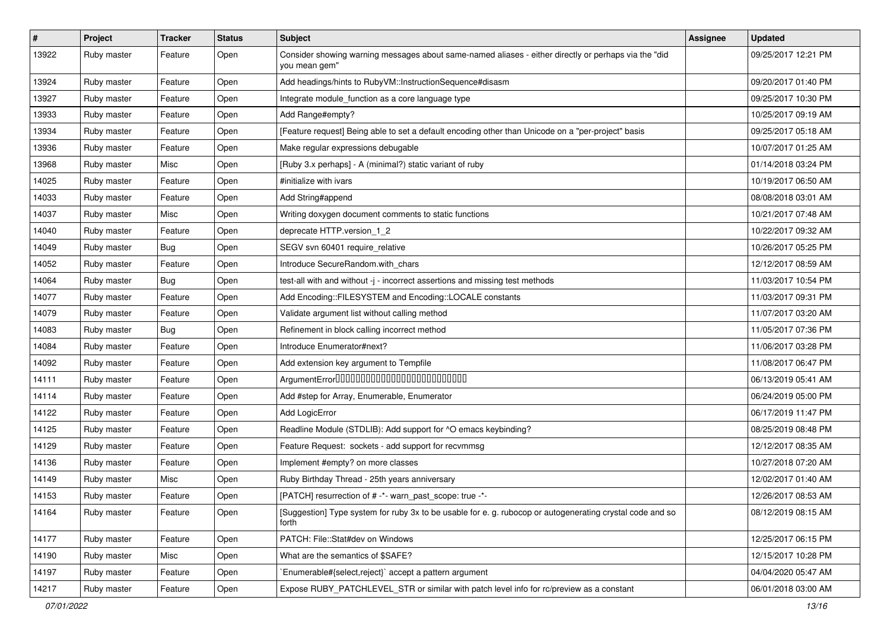| # | Project | Tracker | Status | Subject | Assignee | Updated |
|---|---|---|---|---|---|---|
| 13922 | Ruby master | Feature | Open | Consider showing warning messages about same-named aliases - either directly or perhaps via the "did you mean gem" | | 09/25/2017 12:21 PM |
| 13924 | Ruby master | Feature | Open | Add headings/hints to RubyVM::InstructionSequence#disasm | | 09/20/2017 01:40 PM |
| 13927 | Ruby master | Feature | Open | Integrate module_function as a core language type | | 09/25/2017 10:30 PM |
| 13933 | Ruby master | Feature | Open | Add Range#empty? | | 10/25/2017 09:19 AM |
| 13934 | Ruby master | Feature | Open | [Feature request] Being able to set a default encoding other than Unicode on a "per-project" basis | | 09/25/2017 05:18 AM |
| 13936 | Ruby master | Feature | Open | Make regular expressions debugable | | 10/07/2017 01:25 AM |
| 13968 | Ruby master | Misc | Open | [Ruby 3.x perhaps] - A (minimal?) static variant of ruby | | 01/14/2018 03:24 PM |
| 14025 | Ruby master | Feature | Open | #initialize with ivars | | 10/19/2017 06:50 AM |
| 14033 | Ruby master | Feature | Open | Add String#append | | 08/08/2018 03:01 AM |
| 14037 | Ruby master | Misc | Open | Writing doxygen document comments to static functions | | 10/21/2017 07:48 AM |
| 14040 | Ruby master | Feature | Open | deprecate HTTP.version_1_2 | | 10/22/2017 09:32 AM |
| 14049 | Ruby master | Bug | Open | SEGV svn 60401 require_relative | | 10/26/2017 05:25 PM |
| 14052 | Ruby master | Feature | Open | Introduce SecureRandom.with_chars | | 12/12/2017 08:59 AM |
| 14064 | Ruby master | Bug | Open | test-all with and without -j - incorrect assertions and missing test methods | | 11/03/2017 10:54 PM |
| 14077 | Ruby master | Feature | Open | Add Encoding::FILESYSTEM and Encoding::LOCALE constants | | 11/03/2017 09:31 PM |
| 14079 | Ruby master | Feature | Open | Validate argument list without calling method | | 11/07/2017 03:20 AM |
| 14083 | Ruby master | Bug | Open | Refinement in block calling incorrect method | | 11/05/2017 07:36 PM |
| 14084 | Ruby master | Feature | Open | Introduce Enumerator#next? | | 11/06/2017 03:28 PM |
| 14092 | Ruby master | Feature | Open | Add extension key argument to Tempfile | | 11/08/2017 06:47 PM |
| 14111 | Ruby master | Feature | Open | ArgumentError□□□□□□□□□□□□□□□□□□□□□□□□□□□□ | | 06/13/2019 05:41 AM |
| 14114 | Ruby master | Feature | Open | Add #step for Array, Enumerable, Enumerator | | 06/24/2019 05:00 PM |
| 14122 | Ruby master | Feature | Open | Add LogicError | | 06/17/2019 11:47 PM |
| 14125 | Ruby master | Feature | Open | Readline Module (STDLIB): Add support for ^O emacs keybinding? | | 08/25/2019 08:48 PM |
| 14129 | Ruby master | Feature | Open | Feature Request: sockets - add support for recvmmsg | | 12/12/2017 08:35 AM |
| 14136 | Ruby master | Feature | Open | Implement #empty? on more classes | | 10/27/2018 07:20 AM |
| 14149 | Ruby master | Misc | Open | Ruby Birthday Thread - 25th years anniversary | | 12/02/2017 01:40 AM |
| 14153 | Ruby master | Feature | Open | [PATCH] resurrection of # -*- warn_past_scope: true -*- | | 12/26/2017 08:53 AM |
| 14164 | Ruby master | Feature | Open | [Suggestion] Type system for ruby 3x to be usable for e. g. rubocop or autogenerating crystal code and so forth | | 08/12/2019 08:15 AM |
| 14177 | Ruby master | Feature | Open | PATCH: File::Stat#dev on Windows | | 12/25/2017 06:15 PM |
| 14190 | Ruby master | Misc | Open | What are the semantics of $SAFE? | | 12/15/2017 10:28 PM |
| 14197 | Ruby master | Feature | Open | `Enumerable#{select,reject}` accept a pattern argument | | 04/04/2020 05:47 AM |
| 14217 | Ruby master | Feature | Open | Expose RUBY_PATCHLEVEL_STR or similar with patch level info for rc/preview as a constant | | 06/01/2018 03:00 AM |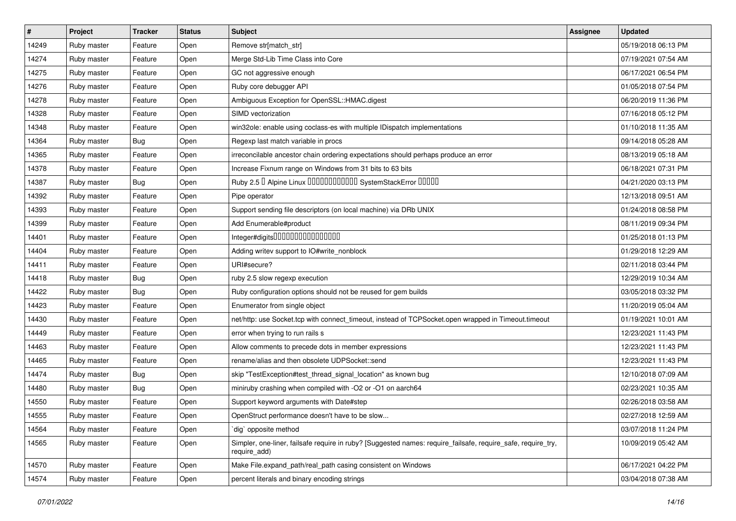| # | Project | Tracker | Status | Subject | Assignee | Updated |
|---|---|---|---|---|---|---|
| 14249 | Ruby master | Feature | Open | Remove str[match_str] | | 05/19/2018 06:13 PM |
| 14274 | Ruby master | Feature | Open | Merge Std-Lib Time Class into Core | | 07/19/2021 07:54 AM |
| 14275 | Ruby master | Feature | Open | GC not aggressive enough | | 06/17/2021 06:54 PM |
| 14276 | Ruby master | Feature | Open | Ruby core debugger API | | 01/05/2018 07:54 PM |
| 14278 | Ruby master | Feature | Open | Ambiguous Exception for OpenSSL::HMAC.digest | | 06/20/2019 11:36 PM |
| 14328 | Ruby master | Feature | Open | SIMD vectorization | | 07/16/2018 05:12 PM |
| 14348 | Ruby master | Feature | Open | win32ole: enable using coclass-es with multiple IDispatch implementations | | 01/10/2018 11:35 AM |
| 14364 | Ruby master | Bug | Open | Regexp last match variable in procs | | 09/14/2018 05:28 AM |
| 14365 | Ruby master | Feature | Open | irreconcilable ancestor chain ordering expectations should perhaps produce an error | | 08/13/2019 05:18 AM |
| 14378 | Ruby master | Feature | Open | Increase Fixnum range on Windows from 31 bits to 63 bits | | 06/18/2021 07:31 PM |
| 14387 | Ruby master | Bug | Open | Ruby 2.5 � Alpine Linux ������������ SystemStackError ����� | | 04/21/2020 03:13 PM |
| 14392 | Ruby master | Feature | Open | Pipe operator | | 12/13/2018 09:51 AM |
| 14393 | Ruby master | Feature | Open | Support sending file descriptors (on local machine) via DRb UNIX | | 01/24/2018 08:58 PM |
| 14399 | Ruby master | Feature | Open | Add Enumerable#product | | 08/11/2019 09:34 PM |
| 14401 | Ruby master | Feature | Open | Integer#digits���������������� | | 01/25/2018 01:13 PM |
| 14404 | Ruby master | Feature | Open | Adding writev support to IO#write_nonblock | | 01/29/2018 12:29 AM |
| 14411 | Ruby master | Feature | Open | URI#secure? | | 02/11/2018 03:44 PM |
| 14418 | Ruby master | Bug | Open | ruby 2.5 slow regexp execution | | 12/29/2019 10:34 AM |
| 14422 | Ruby master | Bug | Open | Ruby configuration options should not be reused for gem builds | | 03/05/2018 03:32 PM |
| 14423 | Ruby master | Feature | Open | Enumerator from single object | | 11/20/2019 05:04 AM |
| 14430 | Ruby master | Feature | Open | net/http: use Socket.tcp with connect_timeout, instead of TCPSocket.open wrapped in Timeout.timeout | | 01/19/2021 10:01 AM |
| 14449 | Ruby master | Feature | Open | error when trying to run rails s | | 12/23/2021 11:43 PM |
| 14463 | Ruby master | Feature | Open | Allow comments to precede dots in member expressions | | 12/23/2021 11:43 PM |
| 14465 | Ruby master | Feature | Open | rename/alias and then obsolete UDPSocket::send | | 12/23/2021 11:43 PM |
| 14474 | Ruby master | Bug | Open | skip "TestException#test_thread_signal_location" as known bug | | 12/10/2018 07:09 AM |
| 14480 | Ruby master | Bug | Open | miniruby crashing when compiled with -O2 or -O1 on aarch64 | | 02/23/2021 10:35 AM |
| 14550 | Ruby master | Feature | Open | Support keyword arguments with Date#step | | 02/26/2018 03:58 AM |
| 14555 | Ruby master | Feature | Open | OpenStruct performance doesn't have to be slow... | | 02/27/2018 12:59 AM |
| 14564 | Ruby master | Feature | Open | `dig` opposite method | | 03/07/2018 11:24 PM |
| 14565 | Ruby master | Feature | Open | Simpler, one-liner, failsafe require in ruby? [Suggested names: require_failsafe, require_safe, require_try, require_add) | | 10/09/2019 05:42 AM |
| 14570 | Ruby master | Feature | Open | Make File.expand_path/real_path casing consistent on Windows | | 06/17/2021 04:22 PM |
| 14574 | Ruby master | Feature | Open | percent literals and binary encoding strings | | 03/04/2018 07:38 AM |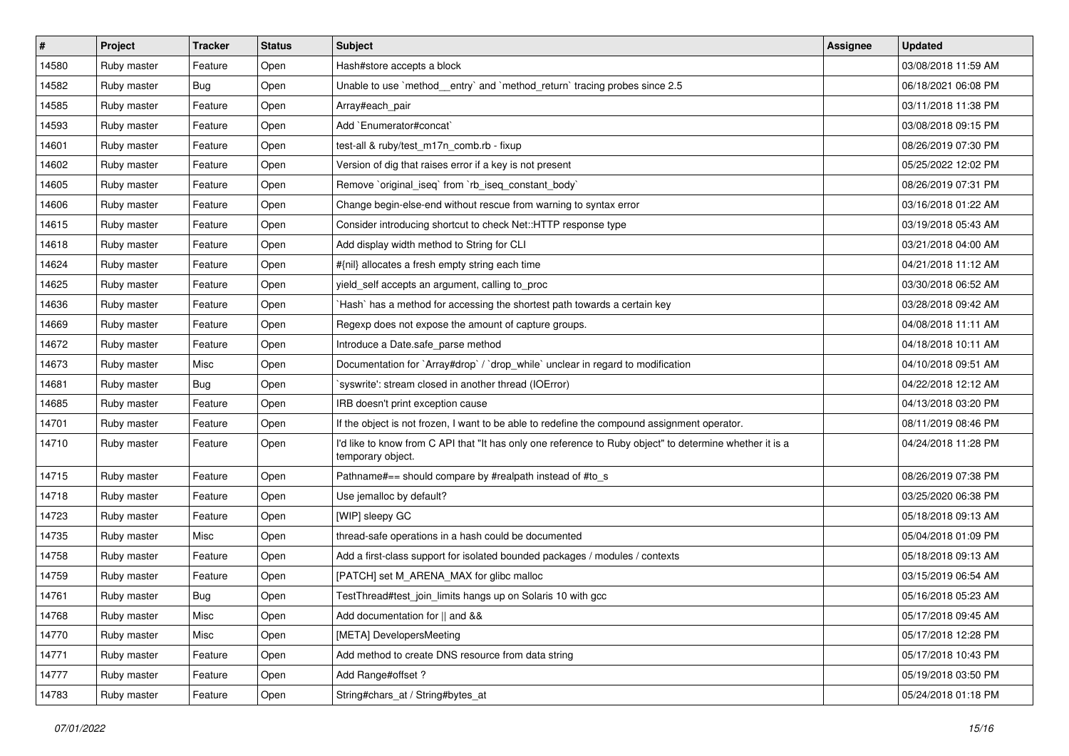| # | Project | Tracker | Status | Subject | Assignee | Updated |
| --- | --- | --- | --- | --- | --- | --- |
| 14580 | Ruby master | Feature | Open | Hash#store accepts a block | | 03/08/2018 11:59 AM |
| 14582 | Ruby master | Bug | Open | Unable to use `method__entry` and `method_return` tracing probes since 2.5 | | 06/18/2021 06:08 PM |
| 14585 | Ruby master | Feature | Open | Array#each_pair | | 03/11/2018 11:38 PM |
| 14593 | Ruby master | Feature | Open | Add `Enumerator#concat` | | 03/08/2018 09:15 PM |
| 14601 | Ruby master | Feature | Open | test-all & ruby/test_m17n_comb.rb - fixup | | 08/26/2019 07:30 PM |
| 14602 | Ruby master | Feature | Open | Version of dig that raises error if a key is not present | | 05/25/2022 12:02 PM |
| 14605 | Ruby master | Feature | Open | Remove `original_iseq` from `rb_iseq_constant_body` | | 08/26/2019 07:31 PM |
| 14606 | Ruby master | Feature | Open | Change begin-else-end without rescue from warning to syntax error | | 03/16/2018 01:22 AM |
| 14615 | Ruby master | Feature | Open | Consider introducing shortcut to check Net::HTTP response type | | 03/19/2018 05:43 AM |
| 14618 | Ruby master | Feature | Open | Add display width method to String for CLI | | 03/21/2018 04:00 AM |
| 14624 | Ruby master | Feature | Open | #{nil} allocates a fresh empty string each time | | 04/21/2018 11:12 AM |
| 14625 | Ruby master | Feature | Open | yield_self accepts an argument, calling to_proc | | 03/30/2018 06:52 AM |
| 14636 | Ruby master | Feature | Open | `Hash` has a method for accessing the shortest path towards a certain key | | 03/28/2018 09:42 AM |
| 14669 | Ruby master | Feature | Open | Regexp does not expose the amount of capture groups. | | 04/08/2018 11:11 AM |
| 14672 | Ruby master | Feature | Open | Introduce a Date.safe_parse method | | 04/18/2018 10:11 AM |
| 14673 | Ruby master | Misc | Open | Documentation for `Array#drop` / `drop_while` unclear in regard to modification | | 04/10/2018 09:51 AM |
| 14681 | Ruby master | Bug | Open | `syswrite': stream closed in another thread (IOError) | | 04/22/2018 12:12 AM |
| 14685 | Ruby master | Feature | Open | IRB doesn't print exception cause | | 04/13/2018 03:20 PM |
| 14701 | Ruby master | Feature | Open | If the object is not frozen, I want to be able to redefine the compound assignment operator. | | 08/11/2019 08:46 PM |
| 14710 | Ruby master | Feature | Open | I'd like to know from C API that "It has only one reference to Ruby object" to determine whether it is a temporary object. | | 04/24/2018 11:28 PM |
| 14715 | Ruby master | Feature | Open | Pathname#== should compare by #realpath instead of #to_s | | 08/26/2019 07:38 PM |
| 14718 | Ruby master | Feature | Open | Use jemalloc by default? | | 03/25/2020 06:38 PM |
| 14723 | Ruby master | Feature | Open | [WIP] sleepy GC | | 05/18/2018 09:13 AM |
| 14735 | Ruby master | Misc | Open | thread-safe operations in a hash could be documented | | 05/04/2018 01:09 PM |
| 14758 | Ruby master | Feature | Open | Add a first-class support for isolated bounded packages / modules / contexts | | 05/18/2018 09:13 AM |
| 14759 | Ruby master | Feature | Open | [PATCH] set M_ARENA_MAX for glibc malloc | | 03/15/2019 06:54 AM |
| 14761 | Ruby master | Bug | Open | TestThread#test_join_limits hangs up on Solaris 10 with gcc | | 05/16/2018 05:23 AM |
| 14768 | Ruby master | Misc | Open | Add documentation for \|\| and && | | 05/17/2018 09:45 AM |
| 14770 | Ruby master | Misc | Open | [META] DevelopersMeeting | | 05/17/2018 12:28 PM |
| 14771 | Ruby master | Feature | Open | Add method to create DNS resource from data string | | 05/17/2018 10:43 PM |
| 14777 | Ruby master | Feature | Open | Add Range#offset ? | | 05/19/2018 03:50 PM |
| 14783 | Ruby master | Feature | Open | String#chars_at / String#bytes_at | | 05/24/2018 01:18 PM |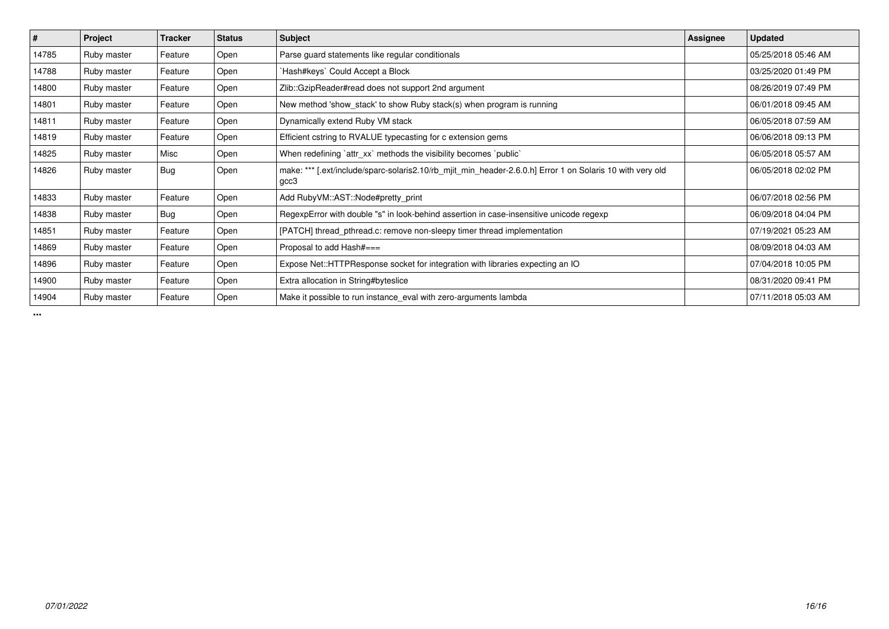| # | Project | Tracker | Status | Subject | Assignee | Updated |
|---|---|---|---|---|---|---|
| 14785 | Ruby master | Feature | Open | Parse guard statements like regular conditionals | | 05/25/2018 05:46 AM |
| 14788 | Ruby master | Feature | Open | `Hash#keys` Could Accept a Block | | 03/25/2020 01:49 PM |
| 14800 | Ruby master | Feature | Open | Zlib::GzipReader#read does not support 2nd argument | | 08/26/2019 07:49 PM |
| 14801 | Ruby master | Feature | Open | New method 'show_stack' to show Ruby stack(s) when program is running | | 06/01/2018 09:45 AM |
| 14811 | Ruby master | Feature | Open | Dynamically extend Ruby VM stack | | 06/05/2018 07:59 AM |
| 14819 | Ruby master | Feature | Open | Efficient cstring to RVALUE typecasting for c extension gems | | 06/06/2018 09:13 PM |
| 14825 | Ruby master | Misc | Open | When redefining `attr_xx` methods the visibility becomes `public` | | 06/05/2018 05:57 AM |
| 14826 | Ruby master | Bug | Open | make: *** [.ext/include/sparc-solaris2.10/rb_mjit_min_header-2.6.0.h] Error 1 on Solaris 10 with very old gcc3 | | 06/05/2018 02:02 PM |
| 14833 | Ruby master | Feature | Open | Add RubyVM::AST::Node#pretty_print | | 06/07/2018 02:56 PM |
| 14838 | Ruby master | Bug | Open | RegexpError with double "s" in look-behind assertion in case-insensitive unicode regexp | | 06/09/2018 04:04 PM |
| 14851 | Ruby master | Feature | Open | [PATCH] thread_pthread.c: remove non-sleepy timer thread implementation | | 07/19/2021 05:23 AM |
| 14869 | Ruby master | Feature | Open | Proposal to add Hash#=== | | 08/09/2018 04:03 AM |
| 14896 | Ruby master | Feature | Open | Expose Net::HTTPResponse socket for integration with libraries expecting an IO | | 07/04/2018 10:05 PM |
| 14900 | Ruby master | Feature | Open | Extra allocation in String#byteslice | | 08/31/2020 09:41 PM |
| 14904 | Ruby master | Feature | Open | Make it possible to run instance_eval with zero-arguments lambda | | 07/11/2018 05:03 AM |

...